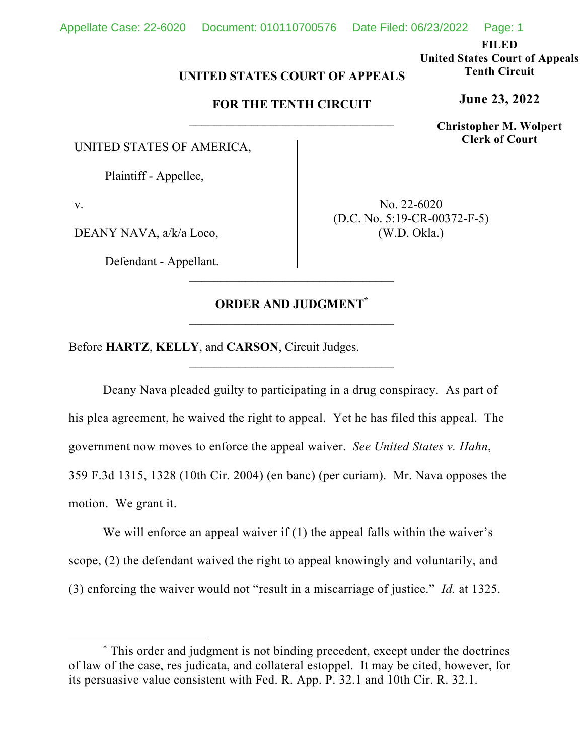FILED
United States Court of Appeals
Tenth Circuit

**June 23, 2022**

Christopher M. Wolpert
Clerk of Court

**UNITED STATES COURT OF APPEALS**

**FOR THE TENTH CIRCUIT**

UNITED STATES OF AMERICA,

Plaintiff - Appellee,

v.

DEANY NAVA, a/k/a Loco,

Defendant - Appellant.

No. 22-6020
(D.C. No. 5:19-CR-00372-F-5)
(W.D. Okla.)

**ORDER AND JUDGMENT***

Before **HARTZ**, **KELLY**, and **CARSON**, Circuit Judges.

Deany Nava pleaded guilty to participating in a drug conspiracy. As part of his plea agreement, he waived the right to appeal. Yet he has filed this appeal. The government now moves to enforce the appeal waiver. *See United States v. Hahn*, 359 F.3d 1315, 1328 (10th Cir. 2004) (en banc) (per curiam). Mr. Nava opposes the motion. We grant it.

We will enforce an appeal waiver if (1) the appeal falls within the waiver's scope, (2) the defendant waived the right to appeal knowingly and voluntarily, and (3) enforcing the waiver would not "result in a miscarriage of justice." *Id.* at 1325.

---

\* This order and judgment is not binding precedent, except under the doctrines of law of the case, res judicata, and collateral estoppel. It may be cited, however, for its persuasive value consistent with Fed. R. App. P. 32.1 and 10th Cir. R. 32.1.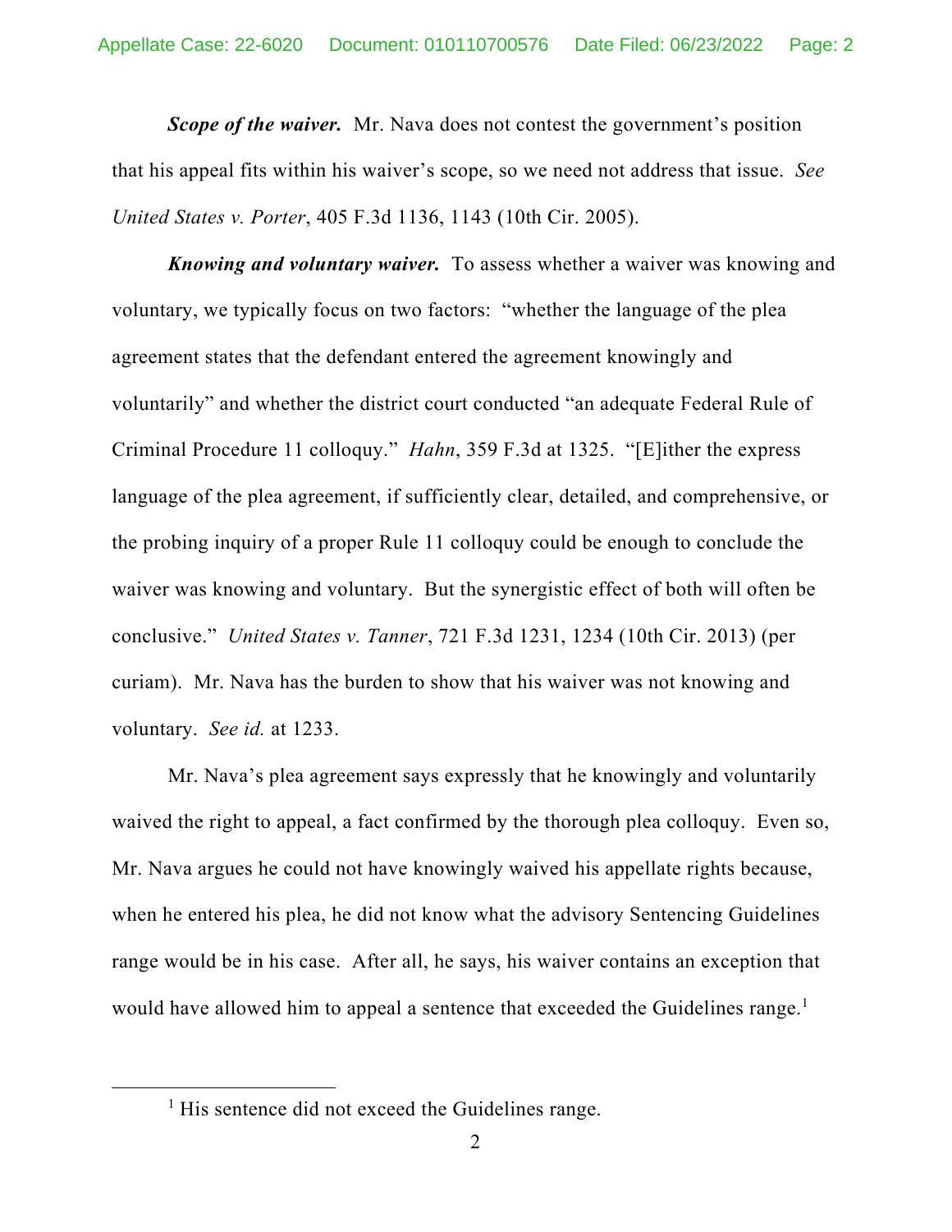***Scope of the waiver.*** Mr. Nava does not contest the government's position that his appeal fits within his waiver's scope, so we need not address that issue. *See United States v. Porter*, 405 F.3d 1136, 1143 (10th Cir. 2005).

***Knowing and voluntary waiver.*** To assess whether a waiver was knowing and voluntary, we typically focus on two factors: "whether the language of the plea agreement states that the defendant entered the agreement knowingly and voluntarily" and whether the district court conducted "an adequate Federal Rule of Criminal Procedure 11 colloquy." *Hahn*, 359 F.3d at 1325. "[E]ither the express language of the plea agreement, if sufficiently clear, detailed, and comprehensive, or the probing inquiry of a proper Rule 11 colloquy could be enough to conclude the waiver was knowing and voluntary. But the synergistic effect of both will often be conclusive." *United States v. Tanner*, 721 F.3d 1231, 1234 (10th Cir. 2013) (per curiam). Mr. Nava has the burden to show that his waiver was not knowing and voluntary. *See id.* at 1233.

Mr. Nava's plea agreement says expressly that he knowingly and voluntarily waived the right to appeal, a fact confirmed by the thorough plea colloquy. Even so, Mr. Nava argues he could not have knowingly waived his appellate rights because, when he entered his plea, he did not know what the advisory Sentencing Guidelines range would be in his case. After all, he says, his waiver contains an exception that would have allowed him to appeal a sentence that exceeded the Guidelines range.[1]

[1] His sentence did not exceed the Guidelines range.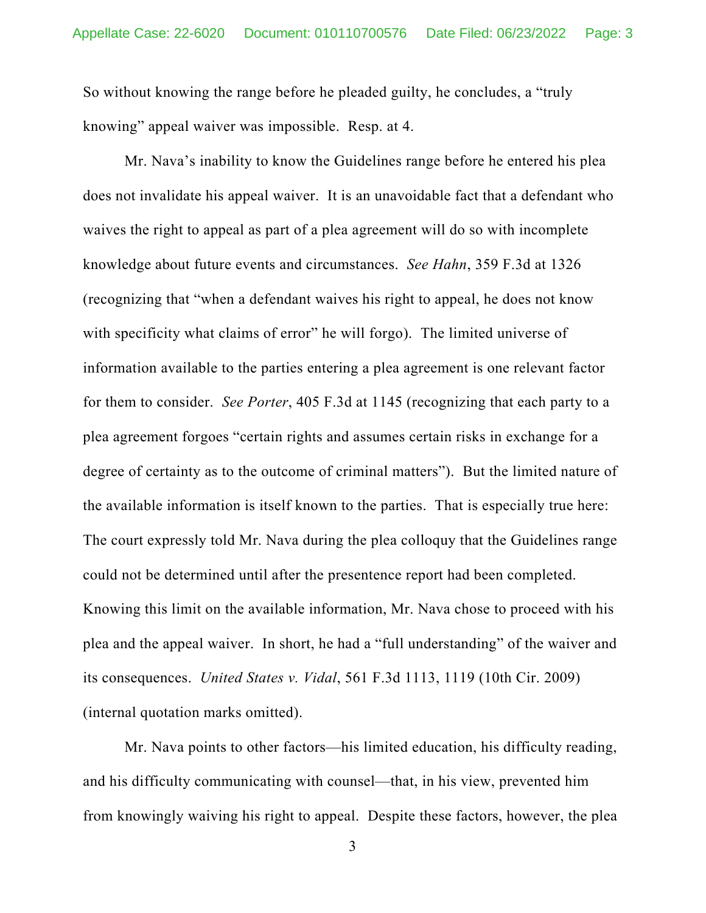So without knowing the range before he pleaded guilty, he concludes, a "truly knowing" appeal waiver was impossible. Resp. at 4.

Mr. Nava's inability to know the Guidelines range before he entered his plea does not invalidate his appeal waiver. It is an unavoidable fact that a defendant who waives the right to appeal as part of a plea agreement will do so with incomplete knowledge about future events and circumstances. *See Hahn*, 359 F.3d at 1326 (recognizing that "when a defendant waives his right to appeal, he does not know with specificity what claims of error" he will forgo). The limited universe of information available to the parties entering a plea agreement is one relevant factor for them to consider. *See Porter*, 405 F.3d at 1145 (recognizing that each party to a plea agreement forgoes "certain rights and assumes certain risks in exchange for a degree of certainty as to the outcome of criminal matters"). But the limited nature of the available information is itself known to the parties. That is especially true here: The court expressly told Mr. Nava during the plea colloquy that the Guidelines range could not be determined until after the presentence report had been completed. Knowing this limit on the available information, Mr. Nava chose to proceed with his plea and the appeal waiver. In short, he had a "full understanding" of the waiver and its consequences. *United States v. Vidal*, 561 F.3d 1113, 1119 (10th Cir. 2009) (internal quotation marks omitted).

Mr. Nava points to other factors—his limited education, his difficulty reading, and his difficulty communicating with counsel—that, in his view, prevented him from knowingly waiving his right to appeal. Despite these factors, however, the plea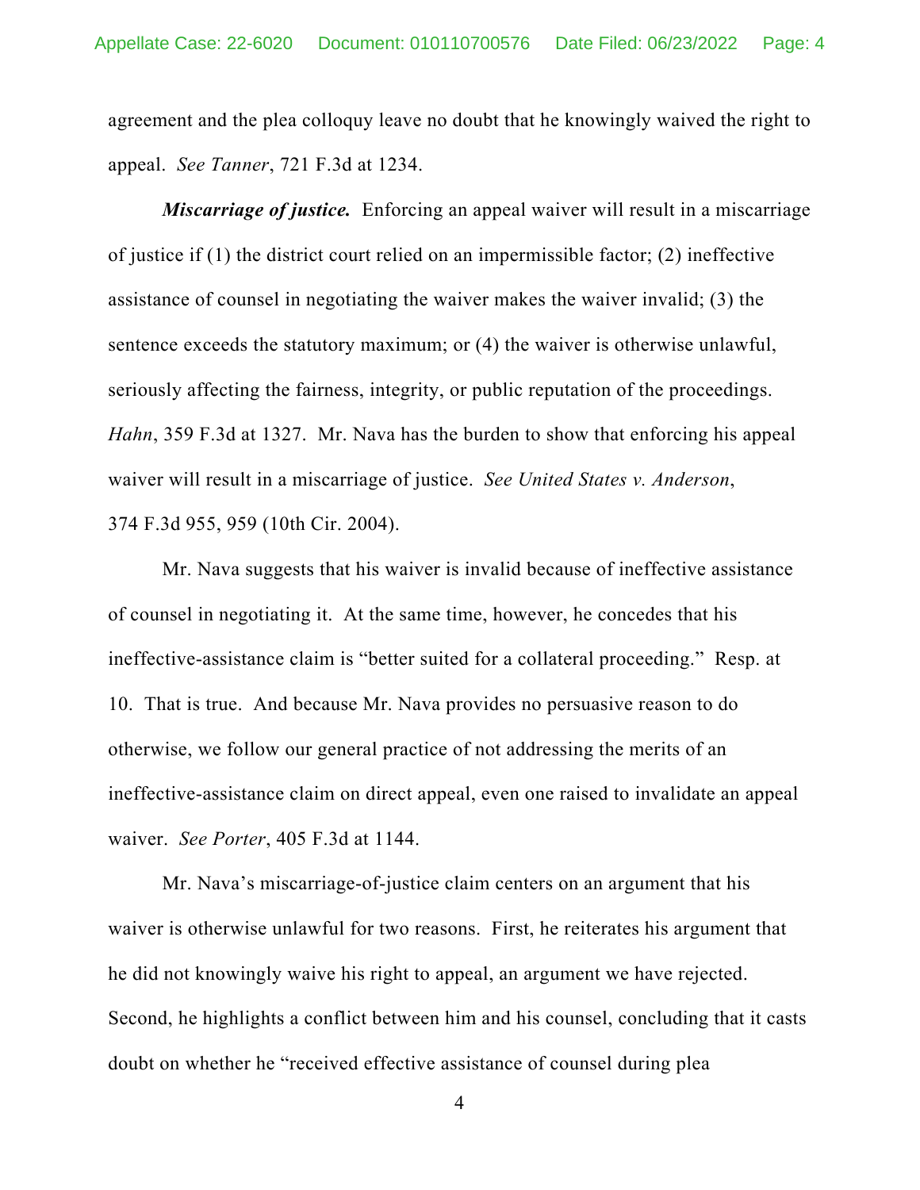agreement and the plea colloquy leave no doubt that he knowingly waived the right to appeal. *See Tanner*, 721 F.3d at 1234.

***Miscarriage of justice.*** Enforcing an appeal waiver will result in a miscarriage of justice if (1) the district court relied on an impermissible factor; (2) ineffective assistance of counsel in negotiating the waiver makes the waiver invalid; (3) the sentence exceeds the statutory maximum; or (4) the waiver is otherwise unlawful, seriously affecting the fairness, integrity, or public reputation of the proceedings. *Hahn*, 359 F.3d at 1327. Mr. Nava has the burden to show that enforcing his appeal waiver will result in a miscarriage of justice. *See United States v. Anderson*, 374 F.3d 955, 959 (10th Cir. 2004).

Mr. Nava suggests that his waiver is invalid because of ineffective assistance of counsel in negotiating it. At the same time, however, he concedes that his ineffective-assistance claim is "better suited for a collateral proceeding." Resp. at 10. That is true. And because Mr. Nava provides no persuasive reason to do otherwise, we follow our general practice of not addressing the merits of an ineffective-assistance claim on direct appeal, even one raised to invalidate an appeal waiver. *See Porter*, 405 F.3d at 1144.

Mr. Nava's miscarriage-of-justice claim centers on an argument that his waiver is otherwise unlawful for two reasons. First, he reiterates his argument that he did not knowingly waive his right to appeal, an argument we have rejected. Second, he highlights a conflict between him and his counsel, concluding that it casts doubt on whether he "received effective assistance of counsel during plea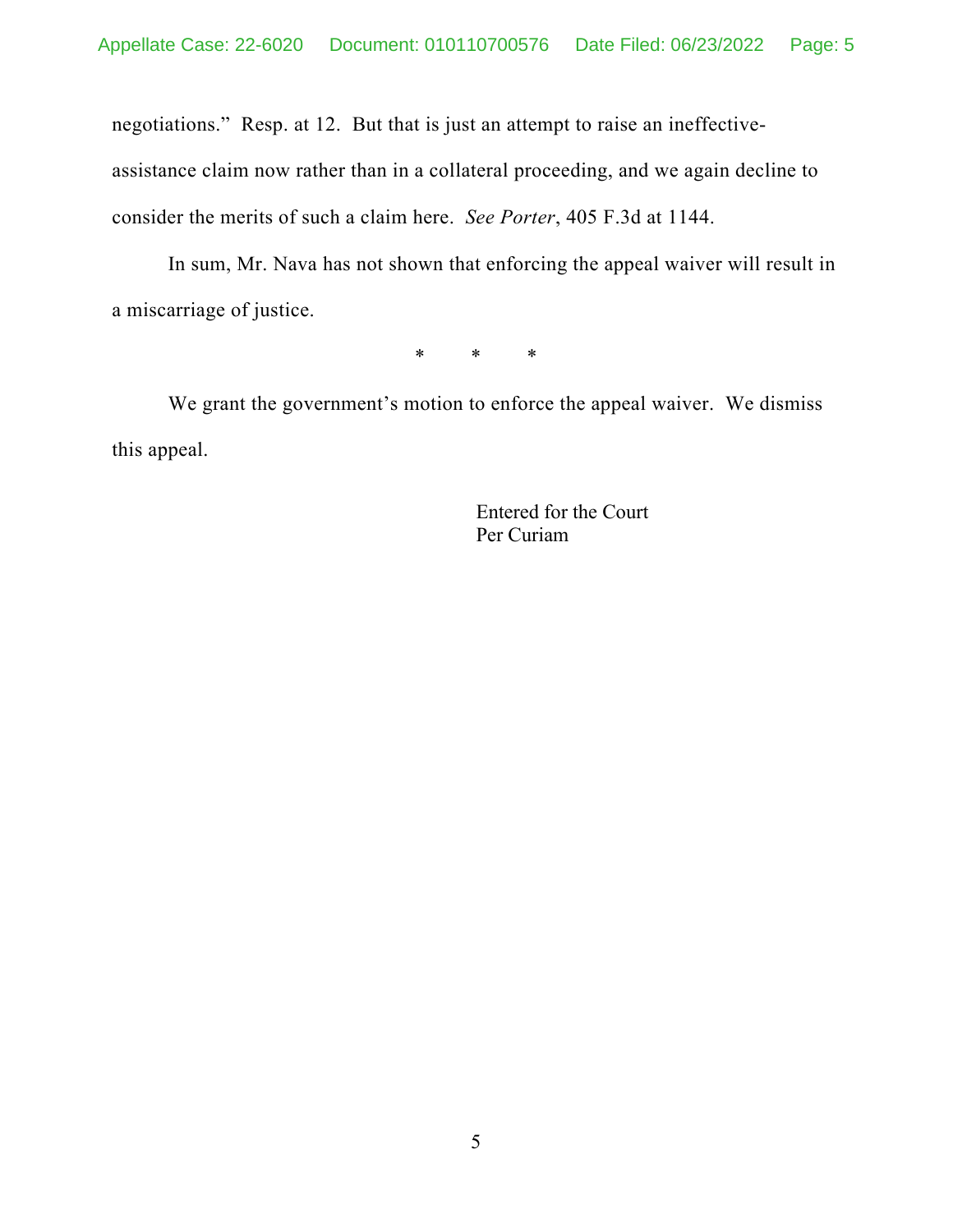negotiations." Resp. at 12. But that is just an attempt to raise an ineffective-assistance claim now rather than in a collateral proceeding, and we again decline to consider the merits of such a claim here. *See Porter*, 405 F.3d at 1144.

In sum, Mr. Nava has not shown that enforcing the appeal waiver will result in a miscarriage of justice.

\* \* \*

We grant the government's motion to enforce the appeal waiver. We dismiss this appeal.

Entered for the Court
Per Curiam